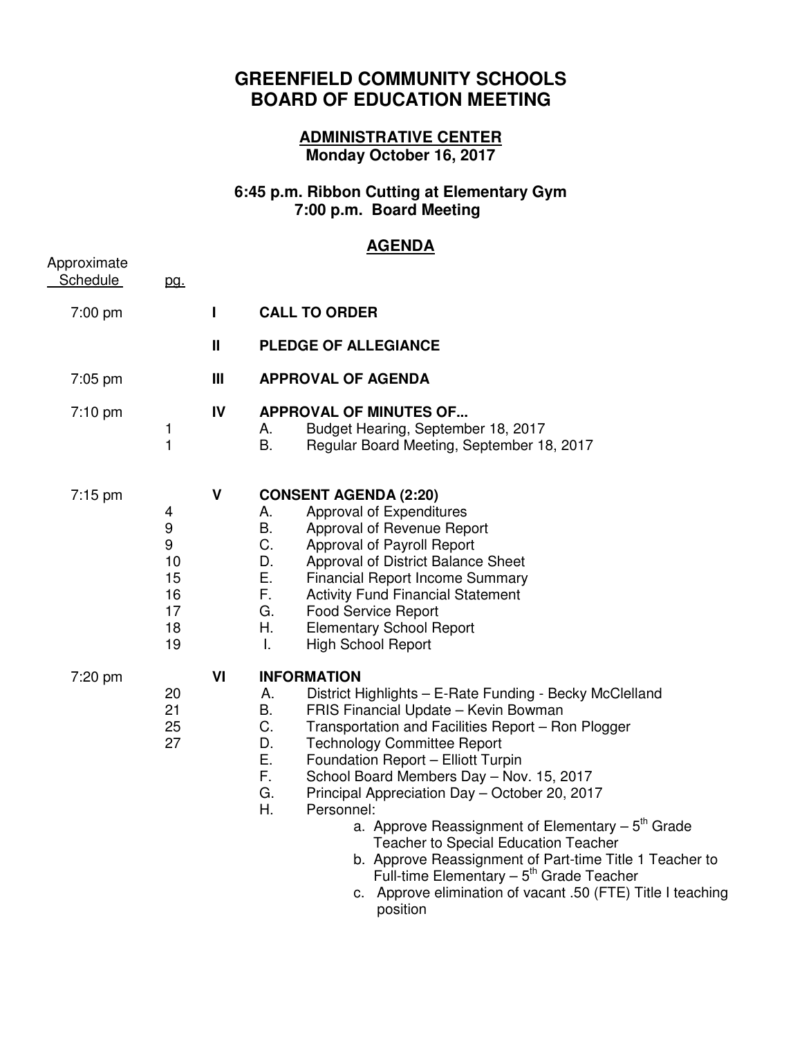# GREENFIELD COMMUNITY SCHOOLS
# BOARD OF EDUCATION MEETING

## ADMINISTRATIVE CENTER
**Monday October 16, 2017**

**6:45 p.m. Ribbon Cutting at Elementary Gym**
**7:00 p.m. Board Meeting**

## AGENDA

| Approximate Schedule | pg. | | |
|---|---|---|---|
| 7:00 pm | | **I** | **CALL TO ORDER** |
| | | **II** | **PLEDGE OF ALLEGIANCE** |
| 7:05 pm | | **III** | **APPROVAL OF AGENDA** |
| 7:10 pm | | **IV** | **APPROVAL OF MINUTES OF...** |
| | 1 | | A. Budget Hearing, September 18, 2017 |
| | 1 | | B. Regular Board Meeting, September 18, 2017 |
| 7:15 pm | | **V** | **CONSENT AGENDA (2:20)** |
| | 4 | | A. Approval of Expenditures |
| | 9 | | B. Approval of Revenue Report |
| | 9 | | C. Approval of Payroll Report |
| | 10 | | D. Approval of District Balance Sheet |
| | 15 | | E. Financial Report Income Summary |
| | 16 | | F. Activity Fund Financial Statement |
| | 17 | | G. Food Service Report |
| | 18 | | H. Elementary School Report |
| | 19 | | I. High School Report |
| 7:20 pm | | **VI** | **INFORMATION** |
| | 20 | | A. District Highlights – E-Rate Funding - Becky McClelland |
| | 21 | | B. FRIS Financial Update – Kevin Bowman |
| | 25 | | C. Transportation and Facilities Report – Ron Plogger |
| | 27 | | D. Technology Committee Report |
| | | | E. Foundation Report – Elliott Turpin |
| | | | F. School Board Members Day – Nov. 15, 2017 |
| | | | G. Principal Appreciation Day – October 20, 2017 |
| | | | H. Personnel: |
| | | | a. Approve Reassignment of Elementary – 5th Grade Teacher to Special Education Teacher |
| | | | b. Approve Reassignment of Part-time Title 1 Teacher to Full-time Elementary – 5th Grade Teacher |
| | | | c. Approve elimination of vacant .50 (FTE) Title I teaching position |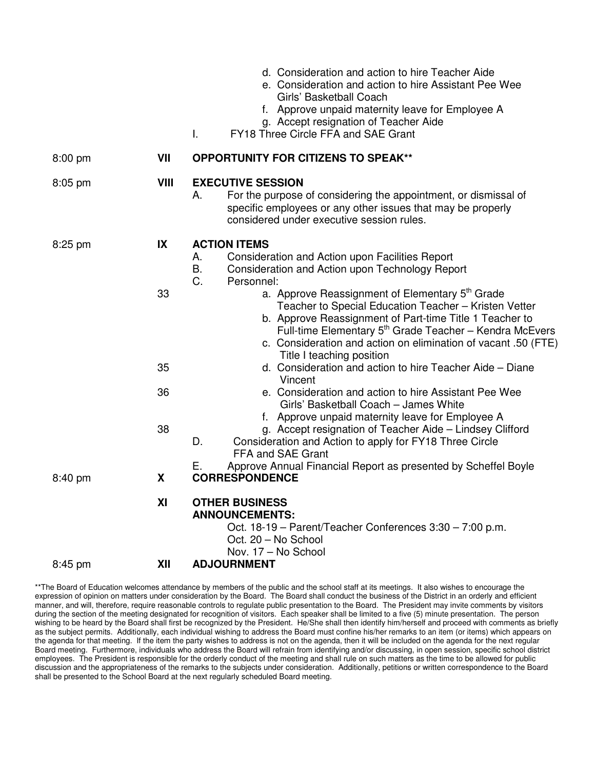d. Consideration and action to hire Teacher Aide
e. Consideration and action to hire Assistant Pee Wee Girls' Basketball Coach
f. Approve unpaid maternity leave for Employee A
g. Accept resignation of Teacher Aide

I. FY18 Three Circle FFA and SAE Grant

8:00 pm **VII** **OPPORTUNITY FOR CITIZENS TO SPEAK****

8:05 pm **VIII** **EXECUTIVE SESSION**

A. For the purpose of considering the appointment, or dismissal of specific employees or any other issues that may be properly considered under executive session rules.

8:25 pm **IX** **ACTION ITEMS**

A. Consideration and Action upon Facilities Report
B. Consideration and Action upon Technology Report
C. Personnel:

33 a. Approve Reassignment of Elementary 5th Grade Teacher to Special Education Teacher – Kristen Vetter
b. Approve Reassignment of Part-time Title 1 Teacher to Full-time Elementary 5th Grade Teacher – Kendra McEvers
c. Consideration and action on elimination of vacant .50 (FTE) Title I teaching position

35 d. Consideration and action to hire Teacher Aide – Diane Vincent

36 e. Consideration and action to hire Assistant Pee Wee Girls' Basketball Coach – James White
f. Approve unpaid maternity leave for Employee A

38 g. Accept resignation of Teacher Aide – Lindsey Clifford

D. Consideration and Action to apply for FY18 Three Circle FFA and SAE Grant
E. Approve Annual Financial Report as presented by Scheffel Boyle

8:40 pm **X** **CORRESPONDENCE**

**XI** **OTHER BUSINESS**

**ANNOUNCEMENTS:**

Oct. 18-19 – Parent/Teacher Conferences 3:30 – 7:00 p.m.
Oct. 20 – No School
Nov. 17 – No School

8:45 pm **XII** **ADJOURNMENT**

**The Board of Education welcomes attendance by members of the public and the school staff at its meetings. It also wishes to encourage the expression of opinion on matters under consideration by the Board. The Board shall conduct the business of the District in an orderly and efficient manner, and will, therefore, require reasonable controls to regulate public presentation to the Board. The President may invite comments by visitors during the section of the meeting designated for recognition of visitors. Each speaker shall be limited to a five (5) minute presentation. The person wishing to be heard by the Board shall first be recognized by the President. He/She shall then identify him/herself and proceed with comments as briefly as the subject permits. Additionally, each individual wishing to address the Board must confine his/her remarks to an item (or items) which appears on the agenda for that meeting. If the item the party wishes to address is not on the agenda, then it will be included on the agenda for the next regular Board meeting. Furthermore, individuals who address the Board will refrain from identifying and/or discussing, in open session, specific school district employees. The President is responsible for the orderly conduct of the meeting and shall rule on such matters as the time to be allowed for public discussion and the appropriateness of the remarks to the subjects under consideration. Additionally, petitions or written correspondence to the Board shall be presented to the School Board at the next regularly scheduled Board meeting.